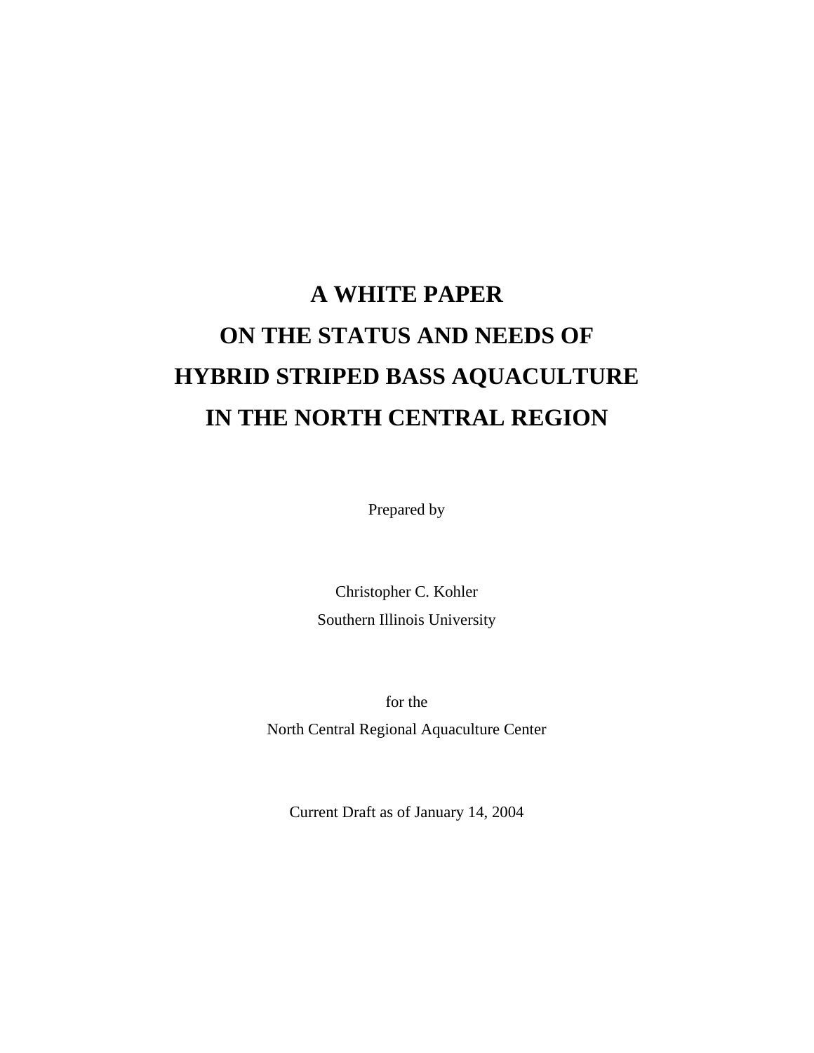# A WHITE PAPER
# ON THE STATUS AND NEEDS OF
# HYBRID STRIPED BASS AQUACULTURE
# IN THE NORTH CENTRAL REGION

Prepared by

Christopher C. Kohler
Southern Illinois University

for the
North Central Regional Aquaculture Center

Current Draft as of January 14, 2004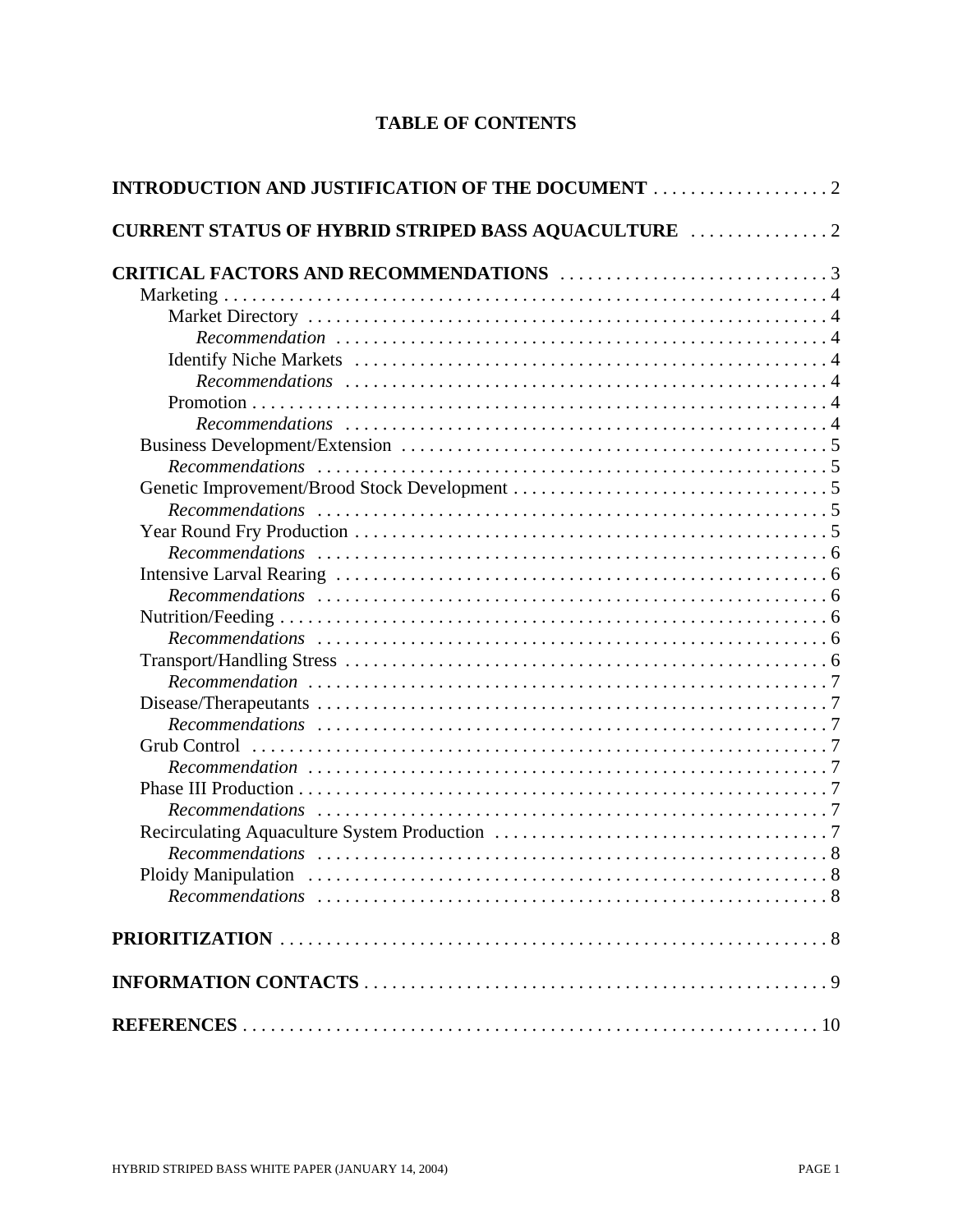# TABLE OF CONTENTS

**INTRODUCTION AND JUSTIFICATION OF THE DOCUMENT** . . . . . . . . . . . . . . . . . . . 2

**CURRENT STATUS OF HYBRID STRIPED BASS AQUACULTURE** . . . . . . . . . . . . . . . 2

**CRITICAL FACTORS AND RECOMMENDATIONS** . . . . . . . . . . . . . . . . . . . . . . . . . . . . . 3
- Marketing . . . . . . . . . . . . . . . . . . . . . . . . . . . . . . . . . . . . . . . . . . . . . . . . . . . . . . . . . . . . 4
  - Market Directory . . . . . . . . . . . . . . . . . . . . . . . . . . . . . . . . . . . . . . . . . . . . . . . . . . . . . 4
    - *Recommendation* . . . . . . . . . . . . . . . . . . . . . . . . . . . . . . . . . . . . . . . . . . . . . . . . . . 4
  - Identify Niche Markets . . . . . . . . . . . . . . . . . . . . . . . . . . . . . . . . . . . . . . . . . . . . . . . . 4
    - *Recommendations* . . . . . . . . . . . . . . . . . . . . . . . . . . . . . . . . . . . . . . . . . . . . . . . . . 4
  - Promotion . . . . . . . . . . . . . . . . . . . . . . . . . . . . . . . . . . . . . . . . . . . . . . . . . . . . . . . . . . . 4
    - *Recommendations* . . . . . . . . . . . . . . . . . . . . . . . . . . . . . . . . . . . . . . . . . . . . . . . . . 4
- Business Development/Extension . . . . . . . . . . . . . . . . . . . . . . . . . . . . . . . . . . . . . . . . . . . 5
  - *Recommendations* . . . . . . . . . . . . . . . . . . . . . . . . . . . . . . . . . . . . . . . . . . . . . . . . . . . 5
- Genetic Improvement/Brood Stock Development . . . . . . . . . . . . . . . . . . . . . . . . . . . . . . . . . . 5
  - *Recommendations* . . . . . . . . . . . . . . . . . . . . . . . . . . . . . . . . . . . . . . . . . . . . . . . . . . . 5
- Year Round Fry Production . . . . . . . . . . . . . . . . . . . . . . . . . . . . . . . . . . . . . . . . . . . . . . . 5
  - *Recommendations* . . . . . . . . . . . . . . . . . . . . . . . . . . . . . . . . . . . . . . . . . . . . . . . . . . . 6
- Intensive Larval Rearing . . . . . . . . . . . . . . . . . . . . . . . . . . . . . . . . . . . . . . . . . . . . . . . . . 6
  - *Recommendations* . . . . . . . . . . . . . . . . . . . . . . . . . . . . . . . . . . . . . . . . . . . . . . . . . . . 6
- Nutrition/Feeding . . . . . . . . . . . . . . . . . . . . . . . . . . . . . . . . . . . . . . . . . . . . . . . . . . . . . . 6
  - *Recommendations* . . . . . . . . . . . . . . . . . . . . . . . . . . . . . . . . . . . . . . . . . . . . . . . . . . . 6
- Transport/Handling Stress . . . . . . . . . . . . . . . . . . . . . . . . . . . . . . . . . . . . . . . . . . . . . . . . 6
  - *Recommendation* . . . . . . . . . . . . . . . . . . . . . . . . . . . . . . . . . . . . . . . . . . . . . . . . . . . . 7
- Disease/Therapeutants . . . . . . . . . . . . . . . . . . . . . . . . . . . . . . . . . . . . . . . . . . . . . . . . . . . 7
  - *Recommendations* . . . . . . . . . . . . . . . . . . . . . . . . . . . . . . . . . . . . . . . . . . . . . . . . . . . 7
- Grub Control . . . . . . . . . . . . . . . . . . . . . . . . . . . . . . . . . . . . . . . . . . . . . . . . . . . . . . . . . 7
  - *Recommendation* . . . . . . . . . . . . . . . . . . . . . . . . . . . . . . . . . . . . . . . . . . . . . . . . . . . . 7
- Phase III Production . . . . . . . . . . . . . . . . . . . . . . . . . . . . . . . . . . . . . . . . . . . . . . . . . . . . 7
  - *Recommendations* . . . . . . . . . . . . . . . . . . . . . . . . . . . . . . . . . . . . . . . . . . . . . . . . . . . 7
- Recirculating Aquaculture System Production . . . . . . . . . . . . . . . . . . . . . . . . . . . . . . . . . . . 7
  - *Recommendations* . . . . . . . . . . . . . . . . . . . . . . . . . . . . . . . . . . . . . . . . . . . . . . . . . . . 8
- Ploidy Manipulation . . . . . . . . . . . . . . . . . . . . . . . . . . . . . . . . . . . . . . . . . . . . . . . . . . . . 8
  - *Recommendations* . . . . . . . . . . . . . . . . . . . . . . . . . . . . . . . . . . . . . . . . . . . . . . . . . . . 8

**PRIORITIZATION** . . . . . . . . . . . . . . . . . . . . . . . . . . . . . . . . . . . . . . . . . . . . . . . . . . . . . . . 8

**INFORMATION CONTACTS** . . . . . . . . . . . . . . . . . . . . . . . . . . . . . . . . . . . . . . . . . . . . . . . . 9

**REFERENCES** . . . . . . . . . . . . . . . . . . . . . . . . . . . . . . . . . . . . . . . . . . . . . . . . . . . . . . . . . 10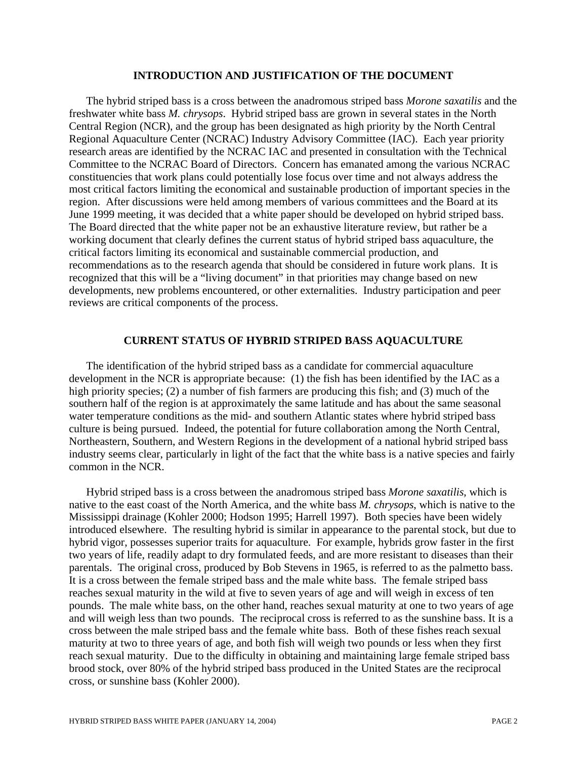## INTRODUCTION AND JUSTIFICATION OF THE DOCUMENT

The hybrid striped bass is a cross between the anadromous striped bass *Morone saxatilis* and the freshwater white bass *M. chrysops*. Hybrid striped bass are grown in several states in the North Central Region (NCR), and the group has been designated as high priority by the North Central Regional Aquaculture Center (NCRAC) Industry Advisory Committee (IAC). Each year priority research areas are identified by the NCRAC IAC and presented in consultation with the Technical Committee to the NCRAC Board of Directors. Concern has emanated among the various NCRAC constituencies that work plans could potentially lose focus over time and not always address the most critical factors limiting the economical and sustainable production of important species in the region. After discussions were held among members of various committees and the Board at its June 1999 meeting, it was decided that a white paper should be developed on hybrid striped bass. The Board directed that the white paper not be an exhaustive literature review, but rather be a working document that clearly defines the current status of hybrid striped bass aquaculture, the critical factors limiting its economical and sustainable commercial production, and recommendations as to the research agenda that should be considered in future work plans. It is recognized that this will be a "living document" in that priorities may change based on new developments, new problems encountered, or other externalities. Industry participation and peer reviews are critical components of the process.

## CURRENT STATUS OF HYBRID STRIPED BASS AQUACULTURE

The identification of the hybrid striped bass as a candidate for commercial aquaculture development in the NCR is appropriate because: (1) the fish has been identified by the IAC as a high priority species; (2) a number of fish farmers are producing this fish; and (3) much of the southern half of the region is at approximately the same latitude and has about the same seasonal water temperature conditions as the mid- and southern Atlantic states where hybrid striped bass culture is being pursued. Indeed, the potential for future collaboration among the North Central, Northeastern, Southern, and Western Regions in the development of a national hybrid striped bass industry seems clear, particularly in light of the fact that the white bass is a native species and fairly common in the NCR.

Hybrid striped bass is a cross between the anadromous striped bass *Morone saxatilis*, which is native to the east coast of the North America, and the white bass *M. chrysops*, which is native to the Mississippi drainage (Kohler 2000; Hodson 1995; Harrell 1997). Both species have been widely introduced elsewhere. The resulting hybrid is similar in appearance to the parental stock, but due to hybrid vigor, possesses superior traits for aquaculture. For example, hybrids grow faster in the first two years of life, readily adapt to dry formulated feeds, and are more resistant to diseases than their parentals. The original cross, produced by Bob Stevens in 1965, is referred to as the palmetto bass. It is a cross between the female striped bass and the male white bass. The female striped bass reaches sexual maturity in the wild at five to seven years of age and will weigh in excess of ten pounds. The male white bass, on the other hand, reaches sexual maturity at one to two years of age and will weigh less than two pounds. The reciprocal cross is referred to as the sunshine bass. It is a cross between the male striped bass and the female white bass. Both of these fishes reach sexual maturity at two to three years of age, and both fish will weigh two pounds or less when they first reach sexual maturity. Due to the difficulty in obtaining and maintaining large female striped bass brood stock, over 80% of the hybrid striped bass produced in the United States are the reciprocal cross, or sunshine bass (Kohler 2000).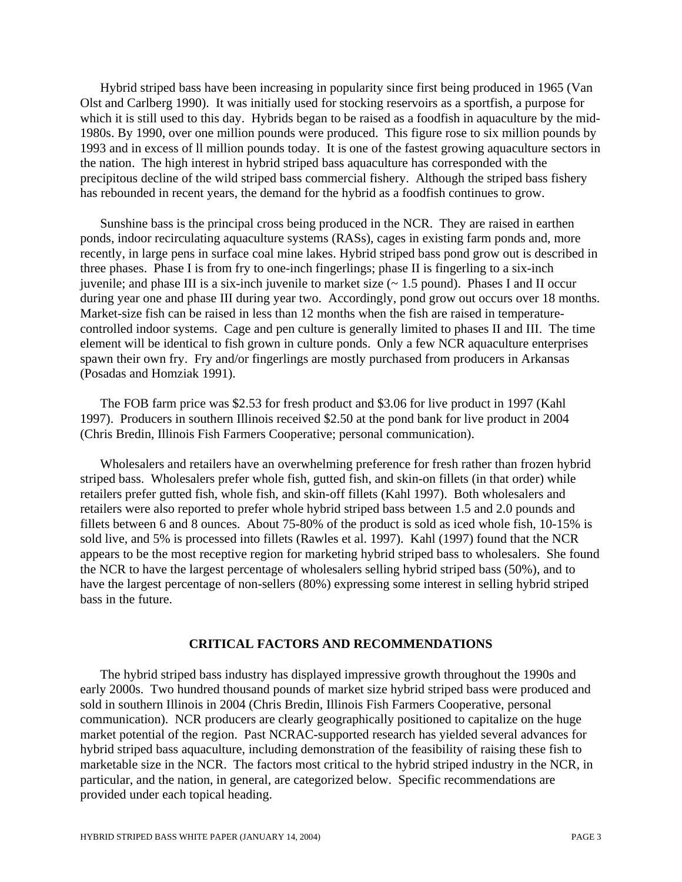Hybrid striped bass have been increasing in popularity since first being produced in 1965 (Van Olst and Carlberg 1990). It was initially used for stocking reservoirs as a sportfish, a purpose for which it is still used to this day. Hybrids began to be raised as a foodfish in aquaculture by the mid-1980s. By 1990, over one million pounds were produced. This figure rose to six million pounds by 1993 and in excess of ll million pounds today. It is one of the fastest growing aquaculture sectors in the nation. The high interest in hybrid striped bass aquaculture has corresponded with the precipitous decline of the wild striped bass commercial fishery. Although the striped bass fishery has rebounded in recent years, the demand for the hybrid as a foodfish continues to grow.

Sunshine bass is the principal cross being produced in the NCR. They are raised in earthen ponds, indoor recirculating aquaculture systems (RASs), cages in existing farm ponds and, more recently, in large pens in surface coal mine lakes. Hybrid striped bass pond grow out is described in three phases. Phase I is from fry to one-inch fingerlings; phase II is fingerling to a six-inch juvenile; and phase III is a six-inch juvenile to market size (~ 1.5 pound). Phases I and II occur during year one and phase III during year two. Accordingly, pond grow out occurs over 18 months. Market-size fish can be raised in less than 12 months when the fish are raised in temperature-controlled indoor systems. Cage and pen culture is generally limited to phases II and III. The time element will be identical to fish grown in culture ponds. Only a few NCR aquaculture enterprises spawn their own fry. Fry and/or fingerlings are mostly purchased from producers in Arkansas (Posadas and Homziak 1991).

The FOB farm price was $2.53 for fresh product and $3.06 for live product in 1997 (Kahl 1997). Producers in southern Illinois received $2.50 at the pond bank for live product in 2004 (Chris Bredin, Illinois Fish Farmers Cooperative; personal communication).

Wholesalers and retailers have an overwhelming preference for fresh rather than frozen hybrid striped bass. Wholesalers prefer whole fish, gutted fish, and skin-on fillets (in that order) while retailers prefer gutted fish, whole fish, and skin-off fillets (Kahl 1997). Both wholesalers and retailers were also reported to prefer whole hybrid striped bass between 1.5 and 2.0 pounds and fillets between 6 and 8 ounces. About 75-80% of the product is sold as iced whole fish, 10-15% is sold live, and 5% is processed into fillets (Rawles et al. 1997). Kahl (1997) found that the NCR appears to be the most receptive region for marketing hybrid striped bass to wholesalers. She found the NCR to have the largest percentage of wholesalers selling hybrid striped bass (50%), and to have the largest percentage of non-sellers (80%) expressing some interest in selling hybrid striped bass in the future.

## CRITICAL FACTORS AND RECOMMENDATIONS

The hybrid striped bass industry has displayed impressive growth throughout the 1990s and early 2000s. Two hundred thousand pounds of market size hybrid striped bass were produced and sold in southern Illinois in 2004 (Chris Bredin, Illinois Fish Farmers Cooperative, personal communication). NCR producers are clearly geographically positioned to capitalize on the huge market potential of the region. Past NCRAC-supported research has yielded several advances for hybrid striped bass aquaculture, including demonstration of the feasibility of raising these fish to marketable size in the NCR. The factors most critical to the hybrid striped industry in the NCR, in particular, and the nation, in general, are categorized below. Specific recommendations are provided under each topical heading.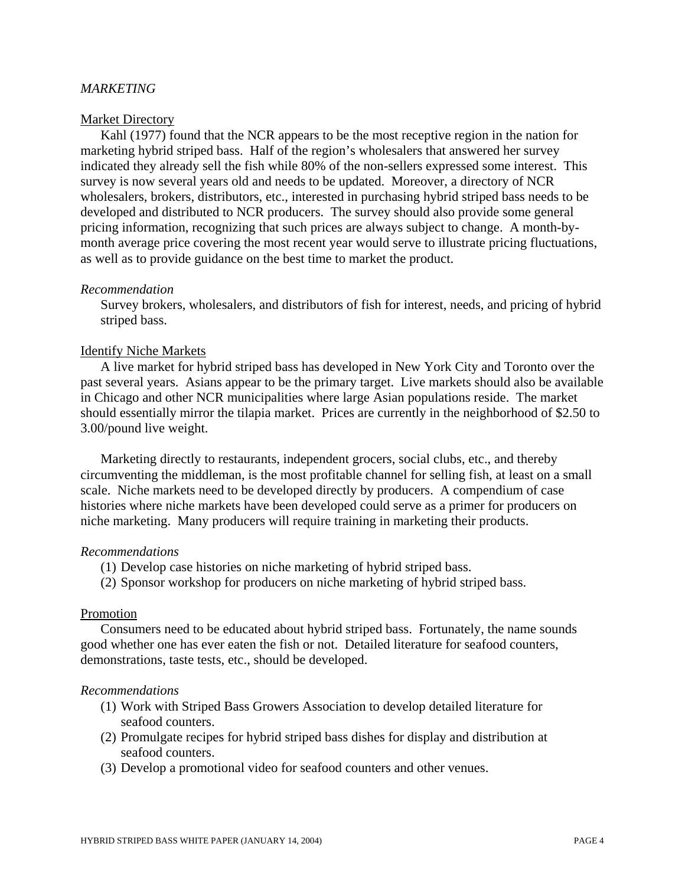*MARKETING*

Market Directory

Kahl (1977) found that the NCR appears to be the most receptive region in the nation for marketing hybrid striped bass. Half of the region's wholesalers that answered her survey indicated they already sell the fish while 80% of the non-sellers expressed some interest. This survey is now several years old and needs to be updated. Moreover, a directory of NCR wholesalers, brokers, distributors, etc., interested in purchasing hybrid striped bass needs to be developed and distributed to NCR producers. The survey should also provide some general pricing information, recognizing that such prices are always subject to change. A month-by-month average price covering the most recent year would serve to illustrate pricing fluctuations, as well as to provide guidance on the best time to market the product.

*Recommendation*

Survey brokers, wholesalers, and distributors of fish for interest, needs, and pricing of hybrid striped bass.

Identify Niche Markets

A live market for hybrid striped bass has developed in New York City and Toronto over the past several years. Asians appear to be the primary target. Live markets should also be available in Chicago and other NCR municipalities where large Asian populations reside. The market should essentially mirror the tilapia market. Prices are currently in the neighborhood of $2.50 to 3.00/pound live weight.

Marketing directly to restaurants, independent grocers, social clubs, etc., and thereby circumventing the middleman, is the most profitable channel for selling fish, at least on a small scale. Niche markets need to be developed directly by producers. A compendium of case histories where niche markets have been developed could serve as a primer for producers on niche marketing. Many producers will require training in marketing their products.

*Recommendations*

(1) Develop case histories on niche marketing of hybrid striped bass.
(2) Sponsor workshop for producers on niche marketing of hybrid striped bass.

Promotion

Consumers need to be educated about hybrid striped bass. Fortunately, the name sounds good whether one has ever eaten the fish or not. Detailed literature for seafood counters, demonstrations, taste tests, etc., should be developed.

*Recommendations*

(1) Work with Striped Bass Growers Association to develop detailed literature for seafood counters.
(2) Promulgate recipes for hybrid striped bass dishes for display and distribution at seafood counters.
(3) Develop a promotional video for seafood counters and other venues.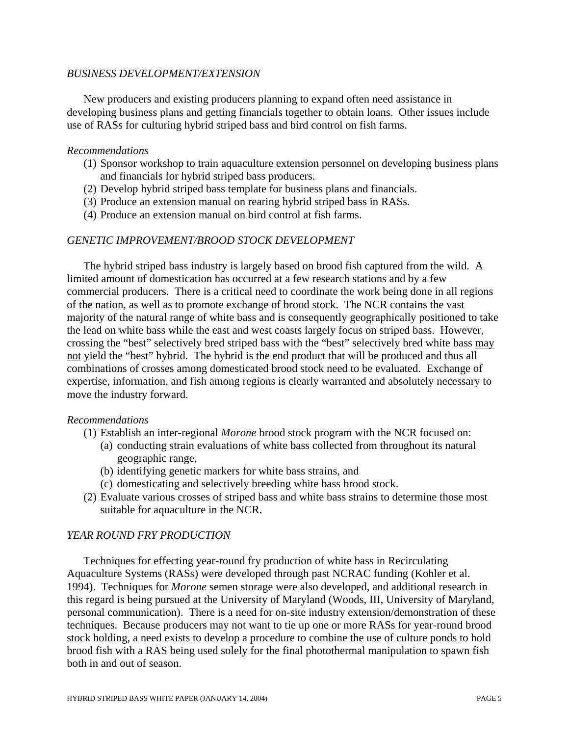*BUSINESS DEVELOPMENT/EXTENSION*

New producers and existing producers planning to expand often need assistance in developing business plans and getting financials together to obtain loans. Other issues include use of RASs for culturing hybrid striped bass and bird control on fish farms.

*Recommendations*

(1) Sponsor workshop to train aquaculture extension personnel on developing business plans and financials for hybrid striped bass producers.
(2) Develop hybrid striped bass template for business plans and financials.
(3) Produce an extension manual on rearing hybrid striped bass in RASs.
(4) Produce an extension manual on bird control at fish farms.

*GENETIC IMPROVEMENT/BROOD STOCK DEVELOPMENT*

The hybrid striped bass industry is largely based on brood fish captured from the wild. A limited amount of domestication has occurred at a few research stations and by a few commercial producers. There is a critical need to coordinate the work being done in all regions of the nation, as well as to promote exchange of brood stock. The NCR contains the vast majority of the natural range of white bass and is consequently geographically positioned to take the lead on white bass while the east and west coasts largely focus on striped bass. However, crossing the "best" selectively bred striped bass with the "best" selectively bred white bass may not yield the "best" hybrid. The hybrid is the end product that will be produced and thus all combinations of crosses among domesticated brood stock need to be evaluated. Exchange of expertise, information, and fish among regions is clearly warranted and absolutely necessary to move the industry forward.

*Recommendations*

(1) Establish an inter-regional *Morone* brood stock program with the NCR focused on:
    (a) conducting strain evaluations of white bass collected from throughout its natural geographic range,
    (b) identifying genetic markers for white bass strains, and
    (c) domesticating and selectively breeding white bass brood stock.
(2) Evaluate various crosses of striped bass and white bass strains to determine those most suitable for aquaculture in the NCR.

*YEAR ROUND FRY PRODUCTION*

Techniques for effecting year-round fry production of white bass in Recirculating Aquaculture Systems (RASs) were developed through past NCRAC funding (Kohler et al. 1994). Techniques for *Morone* semen storage were also developed, and additional research in this regard is being pursued at the University of Maryland (Woods, III, University of Maryland, personal communication). There is a need for on-site industry extension/demonstration of these techniques. Because producers may not want to tie up one or more RASs for year-round brood stock holding, a need exists to develop a procedure to combine the use of culture ponds to hold brood fish with a RAS being used solely for the final photothermal manipulation to spawn fish both in and out of season.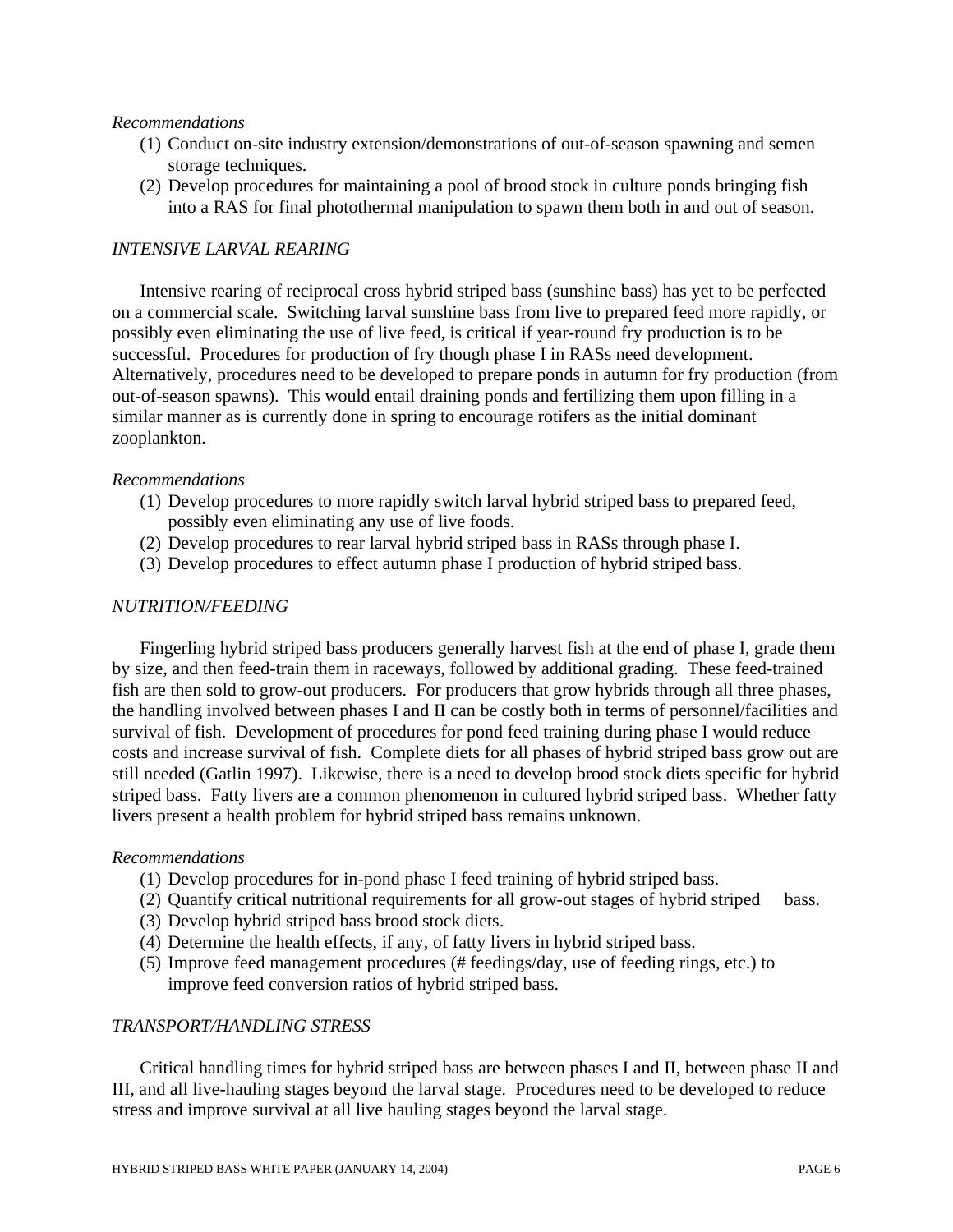*Recommendations*

1. Conduct on-site industry extension/demonstrations of out-of-season spawning and semen storage techniques.
2. Develop procedures for maintaining a pool of brood stock in culture ponds bringing fish into a RAS for final photothermal manipulation to spawn them both in and out of season.

### *INTENSIVE LARVAL REARING*

Intensive rearing of reciprocal cross hybrid striped bass (sunshine bass) has yet to be perfected on a commercial scale. Switching larval sunshine bass from live to prepared feed more rapidly, or possibly even eliminating the use of live feed, is critical if year-round fry production is to be successful. Procedures for production of fry though phase I in RASs need development. Alternatively, procedures need to be developed to prepare ponds in autumn for fry production (from out-of-season spawns). This would entail draining ponds and fertilizing them upon filling in a similar manner as is currently done in spring to encourage rotifers as the initial dominant zooplankton.

*Recommendations*

1. Develop procedures to more rapidly switch larval hybrid striped bass to prepared feed, possibly even eliminating any use of live foods.
2. Develop procedures to rear larval hybrid striped bass in RASs through phase I.
3. Develop procedures to effect autumn phase I production of hybrid striped bass.

### *NUTRITION/FEEDING*

Fingerling hybrid striped bass producers generally harvest fish at the end of phase I, grade them by size, and then feed-train them in raceways, followed by additional grading. These feed-trained fish are then sold to grow-out producers. For producers that grow hybrids through all three phases, the handling involved between phases I and II can be costly both in terms of personnel/facilities and survival of fish. Development of procedures for pond feed training during phase I would reduce costs and increase survival of fish. Complete diets for all phases of hybrid striped bass grow out are still needed (Gatlin 1997). Likewise, there is a need to develop brood stock diets specific for hybrid striped bass. Fatty livers are a common phenomenon in cultured hybrid striped bass. Whether fatty livers present a health problem for hybrid striped bass remains unknown.

*Recommendations*

1. Develop procedures for in-pond phase I feed training of hybrid striped bass.
2. Quantify critical nutritional requirements for all grow-out stages of hybrid striped bass.
3. Develop hybrid striped bass brood stock diets.
4. Determine the health effects, if any, of fatty livers in hybrid striped bass.
5. Improve feed management procedures (# feedings/day, use of feeding rings, etc.) to improve feed conversion ratios of hybrid striped bass.

### *TRANSPORT/HANDLING STRESS*

Critical handling times for hybrid striped bass are between phases I and II, between phase II and III, and all live-hauling stages beyond the larval stage. Procedures need to be developed to reduce stress and improve survival at all live hauling stages beyond the larval stage.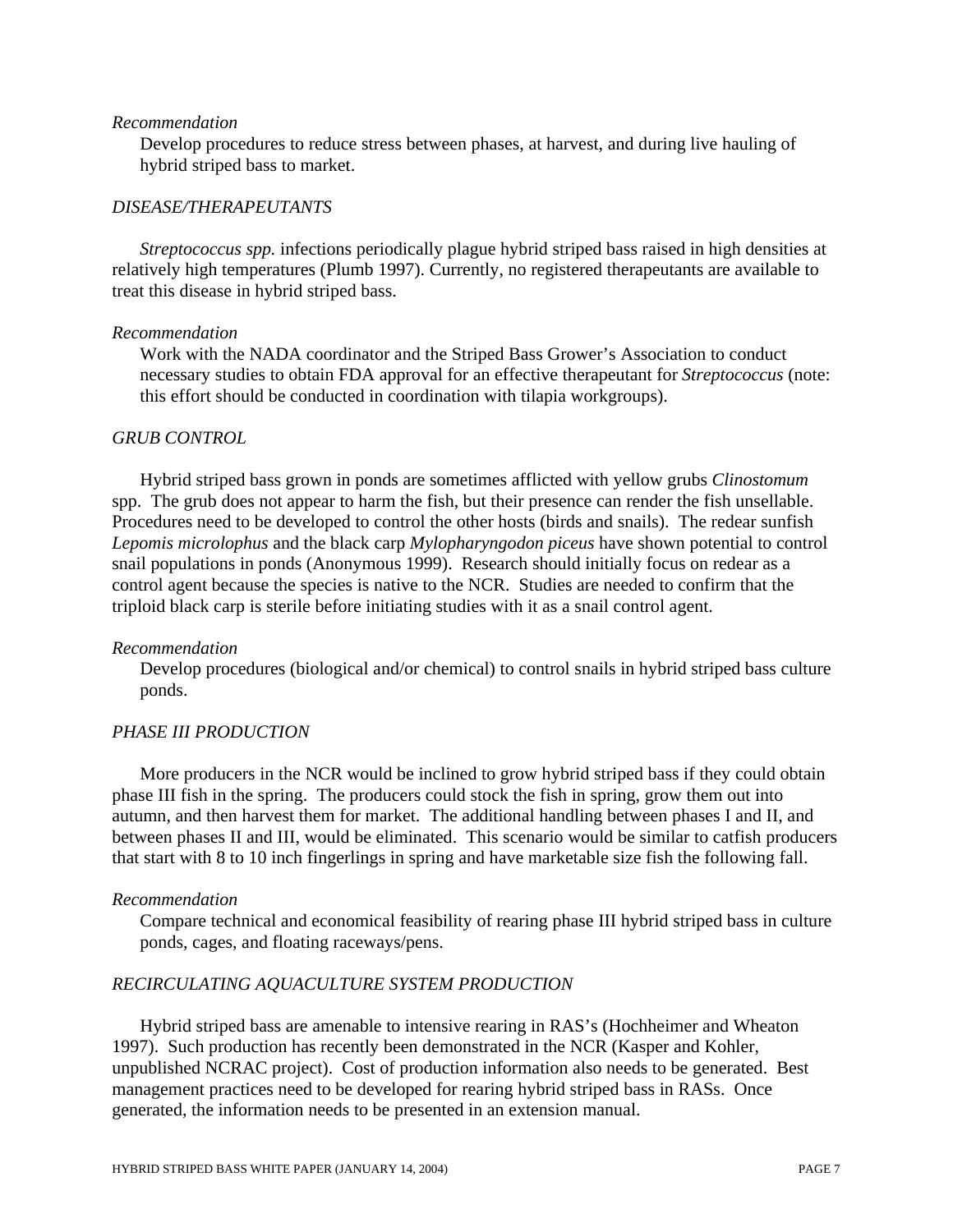*Recommendation*

Develop procedures to reduce stress between phases, at harvest, and during live hauling of hybrid striped bass to market.

*DISEASE/THERAPEUTANTS*

*Streptococcus spp.* infections periodically plague hybrid striped bass raised in high densities at relatively high temperatures (Plumb 1997). Currently, no registered therapeutants are available to treat this disease in hybrid striped bass.

*Recommendation*

Work with the NADA coordinator and the Striped Bass Grower's Association to conduct necessary studies to obtain FDA approval for an effective therapeutant for *Streptococcus* (note: this effort should be conducted in coordination with tilapia workgroups).

*GRUB CONTROL*

Hybrid striped bass grown in ponds are sometimes afflicted with yellow grubs *Clinostomum* spp. The grub does not appear to harm the fish, but their presence can render the fish unsellable. Procedures need to be developed to control the other hosts (birds and snails). The redear sunfish *Lepomis microlophus* and the black carp *Mylopharyngodon piceus* have shown potential to control snail populations in ponds (Anonymous 1999). Research should initially focus on redear as a control agent because the species is native to the NCR. Studies are needed to confirm that the triploid black carp is sterile before initiating studies with it as a snail control agent.

*Recommendation*

Develop procedures (biological and/or chemical) to control snails in hybrid striped bass culture ponds.

*PHASE III PRODUCTION*

More producers in the NCR would be inclined to grow hybrid striped bass if they could obtain phase III fish in the spring. The producers could stock the fish in spring, grow them out into autumn, and then harvest them for market. The additional handling between phases I and II, and between phases II and III, would be eliminated. This scenario would be similar to catfish producers that start with 8 to 10 inch fingerlings in spring and have marketable size fish the following fall.

*Recommendation*

Compare technical and economical feasibility of rearing phase III hybrid striped bass in culture ponds, cages, and floating raceways/pens.

*RECIRCULATING AQUACULTURE SYSTEM PRODUCTION*

Hybrid striped bass are amenable to intensive rearing in RAS's (Hochheimer and Wheaton 1997). Such production has recently been demonstrated in the NCR (Kasper and Kohler, unpublished NCRAC project). Cost of production information also needs to be generated. Best management practices need to be developed for rearing hybrid striped bass in RASs. Once generated, the information needs to be presented in an extension manual.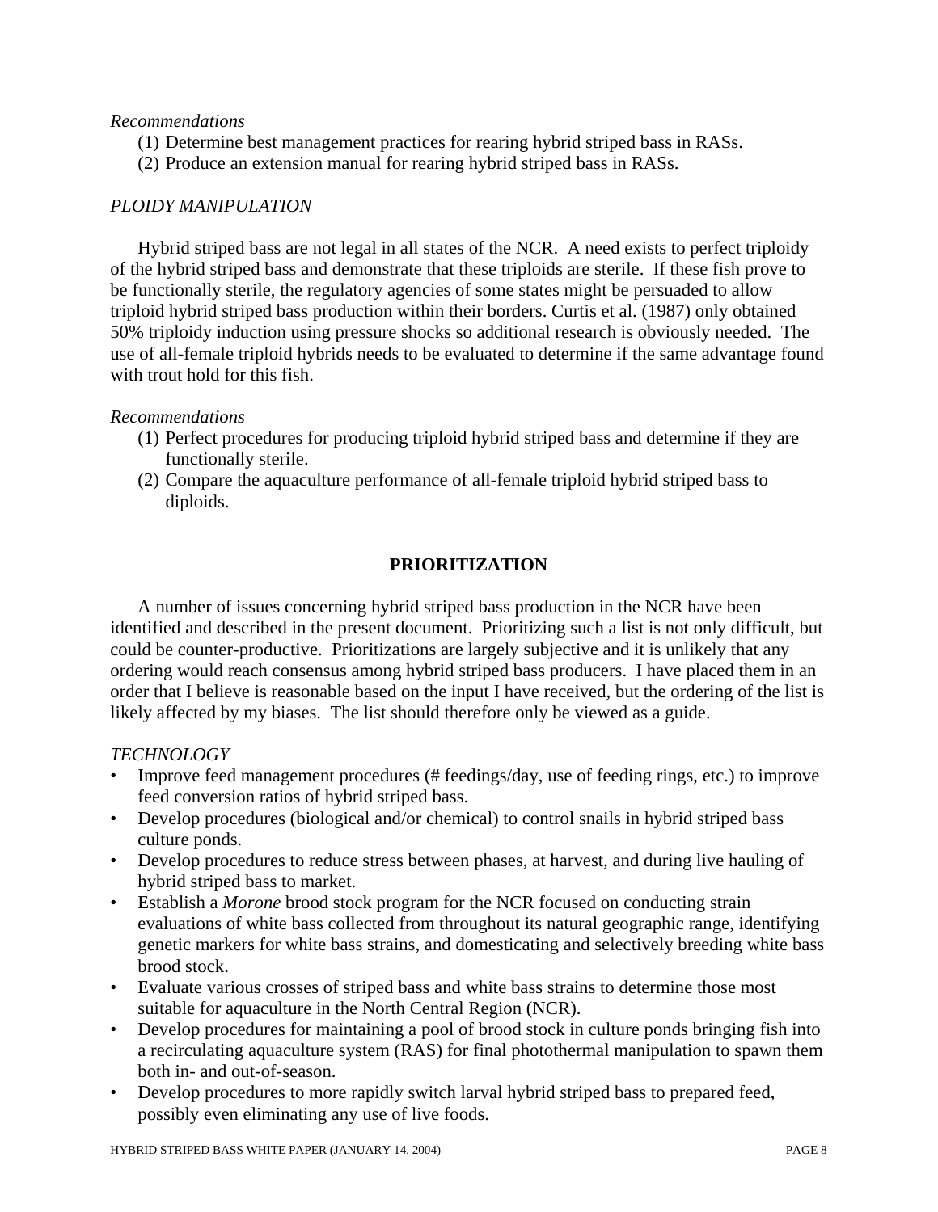*Recommendations*

(1) Determine best management practices for rearing hybrid striped bass in RASs.
(2) Produce an extension manual for rearing hybrid striped bass in RASs.

*PLOIDY MANIPULATION*

Hybrid striped bass are not legal in all states of the NCR. A need exists to perfect triploidy of the hybrid striped bass and demonstrate that these triploids are sterile. If these fish prove to be functionally sterile, the regulatory agencies of some states might be persuaded to allow triploid hybrid striped bass production within their borders. Curtis et al. (1987) only obtained 50% triploidy induction using pressure shocks so additional research is obviously needed. The use of all-female triploid hybrids needs to be evaluated to determine if the same advantage found with trout hold for this fish.

*Recommendations*

(1) Perfect procedures for producing triploid hybrid striped bass and determine if they are functionally sterile.
(2) Compare the aquaculture performance of all-female triploid hybrid striped bass to diploids.

## PRIORITIZATION

A number of issues concerning hybrid striped bass production in the NCR have been identified and described in the present document. Prioritizing such a list is not only difficult, but could be counter-productive. Prioritizations are largely subjective and it is unlikely that any ordering would reach consensus among hybrid striped bass producers. I have placed them in an order that I believe is reasonable based on the input I have received, but the ordering of the list is likely affected by my biases. The list should therefore only be viewed as a guide.

*TECHNOLOGY*

- Improve feed management procedures (# feedings/day, use of feeding rings, etc.) to improve feed conversion ratios of hybrid striped bass.
- Develop procedures (biological and/or chemical) to control snails in hybrid striped bass culture ponds.
- Develop procedures to reduce stress between phases, at harvest, and during live hauling of hybrid striped bass to market.
- Establish a *Morone* brood stock program for the NCR focused on conducting strain evaluations of white bass collected from throughout its natural geographic range, identifying genetic markers for white bass strains, and domesticating and selectively breeding white bass brood stock.
- Evaluate various crosses of striped bass and white bass strains to determine those most suitable for aquaculture in the North Central Region (NCR).
- Develop procedures for maintaining a pool of brood stock in culture ponds bringing fish into a recirculating aquaculture system (RAS) for final photothermal manipulation to spawn them both in- and out-of-season.
- Develop procedures to more rapidly switch larval hybrid striped bass to prepared feed, possibly even eliminating any use of live foods.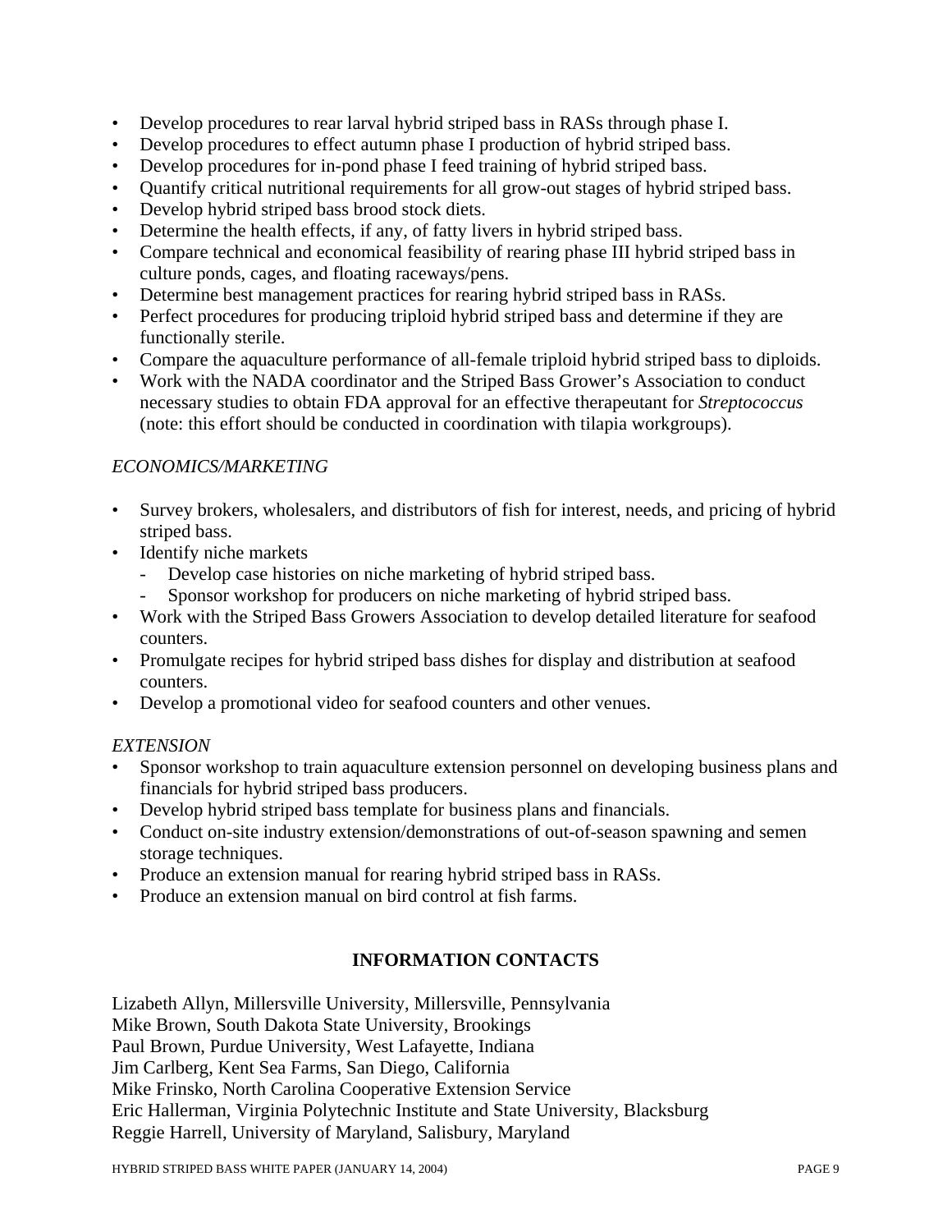- Develop procedures to rear larval hybrid striped bass in RASs through phase I.
- Develop procedures to effect autumn phase I production of hybrid striped bass.
- Develop procedures for in-pond phase I feed training of hybrid striped bass.
- Quantify critical nutritional requirements for all grow-out stages of hybrid striped bass.
- Develop hybrid striped bass brood stock diets.
- Determine the health effects, if any, of fatty livers in hybrid striped bass.
- Compare technical and economical feasibility of rearing phase III hybrid striped bass in culture ponds, cages, and floating raceways/pens.
- Determine best management practices for rearing hybrid striped bass in RASs.
- Perfect procedures for producing triploid hybrid striped bass and determine if they are functionally sterile.
- Compare the aquaculture performance of all-female triploid hybrid striped bass to diploids.
- Work with the NADA coordinator and the Striped Bass Grower's Association to conduct necessary studies to obtain FDA approval for an effective therapeutant for *Streptococcus* (note: this effort should be conducted in coordination with tilapia workgroups).

*ECONOMICS/MARKETING*

- Survey brokers, wholesalers, and distributors of fish for interest, needs, and pricing of hybrid striped bass.
- Identify niche markets
  - Develop case histories on niche marketing of hybrid striped bass.
  - Sponsor workshop for producers on niche marketing of hybrid striped bass.
- Work with the Striped Bass Growers Association to develop detailed literature for seafood counters.
- Promulgate recipes for hybrid striped bass dishes for display and distribution at seafood counters.
- Develop a promotional video for seafood counters and other venues.

*EXTENSION*

- Sponsor workshop to train aquaculture extension personnel on developing business plans and financials for hybrid striped bass producers.
- Develop hybrid striped bass template for business plans and financials.
- Conduct on-site industry extension/demonstrations of out-of-season spawning and semen storage techniques.
- Produce an extension manual for rearing hybrid striped bass in RASs.
- Produce an extension manual on bird control at fish farms.

## INFORMATION CONTACTS

Lizabeth Allyn, Millersville University, Millersville, Pennsylvania
Mike Brown, South Dakota State University, Brookings
Paul Brown, Purdue University, West Lafayette, Indiana
Jim Carlberg, Kent Sea Farms, San Diego, California
Mike Frinsko, North Carolina Cooperative Extension Service
Eric Hallerman, Virginia Polytechnic Institute and State University, Blacksburg
Reggie Harrell, University of Maryland, Salisbury, Maryland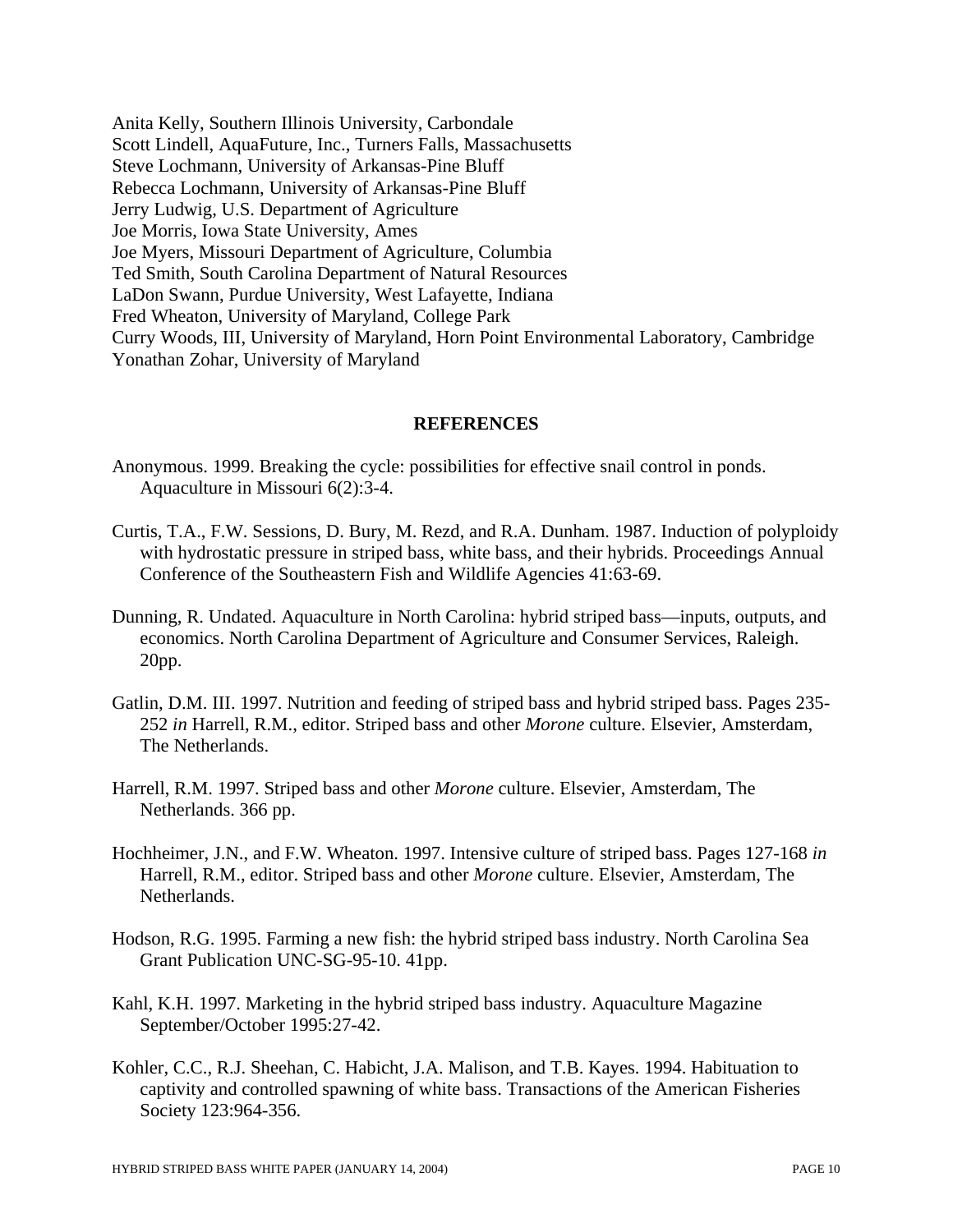Anita Kelly, Southern Illinois University, Carbondale
Scott Lindell, AquaFuture, Inc., Turners Falls, Massachusetts
Steve Lochmann, University of Arkansas-Pine Bluff
Rebecca Lochmann, University of Arkansas-Pine Bluff
Jerry Ludwig, U.S. Department of Agriculture
Joe Morris, Iowa State University, Ames
Joe Myers, Missouri Department of Agriculture, Columbia
Ted Smith, South Carolina Department of Natural Resources
LaDon Swann, Purdue University, West Lafayette, Indiana
Fred Wheaton, University of Maryland, College Park
Curry Woods, III, University of Maryland, Horn Point Environmental Laboratory, Cambridge
Yonathan Zohar, University of Maryland

## REFERENCES

Anonymous. 1999. Breaking the cycle: possibilities for effective snail control in ponds. Aquaculture in Missouri 6(2):3-4.

Curtis, T.A., F.W. Sessions, D. Bury, M. Rezd, and R.A. Dunham. 1987. Induction of polyploidy with hydrostatic pressure in striped bass, white bass, and their hybrids. Proceedings Annual Conference of the Southeastern Fish and Wildlife Agencies 41:63-69.

Dunning, R. Undated. Aquaculture in North Carolina: hybrid striped bass—inputs, outputs, and economics. North Carolina Department of Agriculture and Consumer Services, Raleigh. 20pp.

Gatlin, D.M. III. 1997. Nutrition and feeding of striped bass and hybrid striped bass. Pages 235-252 *in* Harrell, R.M., editor. Striped bass and other *Morone* culture. Elsevier, Amsterdam, The Netherlands.

Harrell, R.M. 1997. Striped bass and other *Morone* culture. Elsevier, Amsterdam, The Netherlands. 366 pp.

Hochheimer, J.N., and F.W. Wheaton. 1997. Intensive culture of striped bass. Pages 127-168 *in* Harrell, R.M., editor. Striped bass and other *Morone* culture. Elsevier, Amsterdam, The Netherlands.

Hodson, R.G. 1995. Farming a new fish: the hybrid striped bass industry. North Carolina Sea Grant Publication UNC-SG-95-10. 41pp.

Kahl, K.H. 1997. Marketing in the hybrid striped bass industry. Aquaculture Magazine September/October 1995:27-42.

Kohler, C.C., R.J. Sheehan, C. Habicht, J.A. Malison, and T.B. Kayes. 1994. Habituation to captivity and controlled spawning of white bass. Transactions of the American Fisheries Society 123:964-356.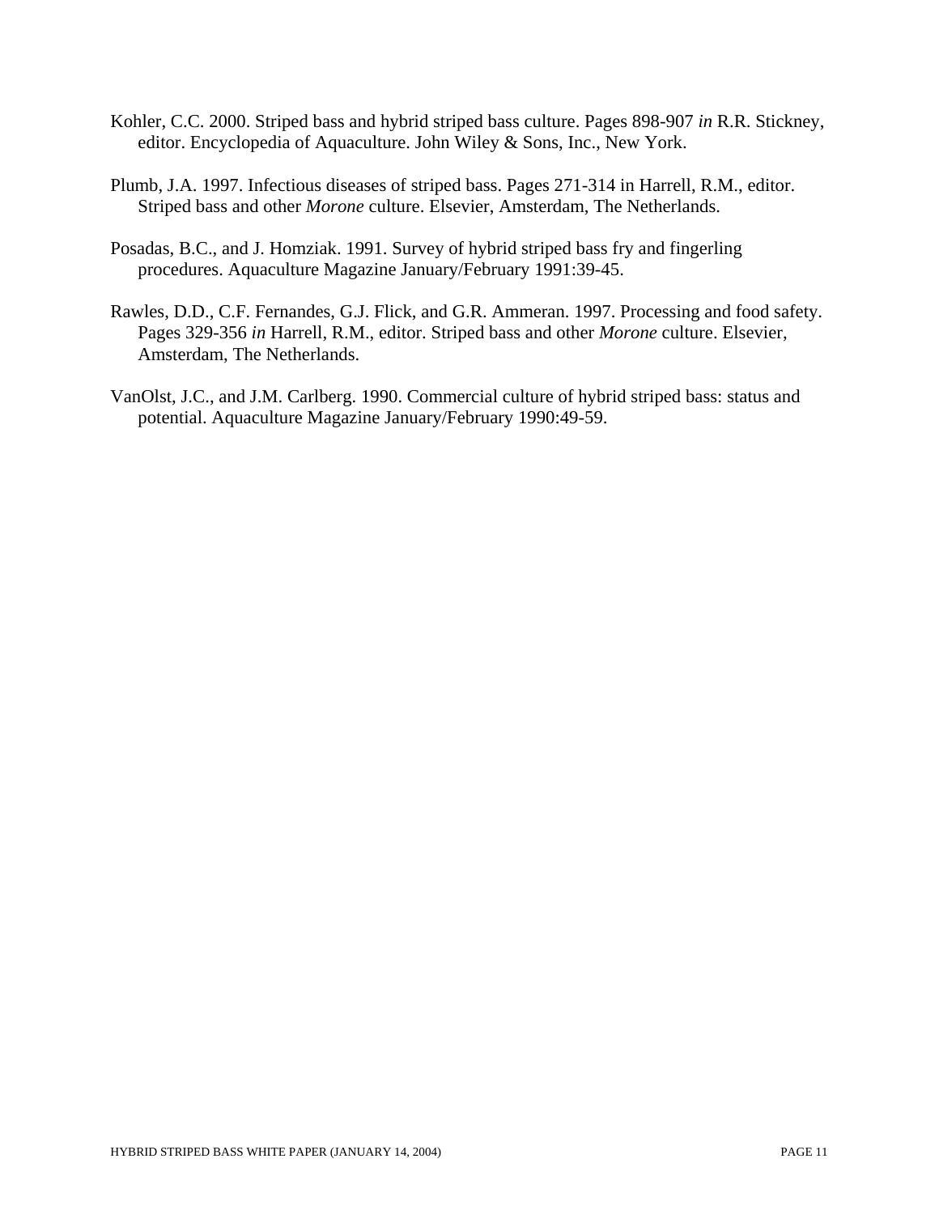Kohler, C.C. 2000. Striped bass and hybrid striped bass culture. Pages 898-907 *in* R.R. Stickney, editor. Encyclopedia of Aquaculture. John Wiley & Sons, Inc., New York.

Plumb, J.A. 1997. Infectious diseases of striped bass. Pages 271-314 in Harrell, R.M., editor. Striped bass and other *Morone* culture. Elsevier, Amsterdam, The Netherlands.

Posadas, B.C., and J. Homziak. 1991. Survey of hybrid striped bass fry and fingerling procedures. Aquaculture Magazine January/February 1991:39-45.

Rawles, D.D., C.F. Fernandes, G.J. Flick, and G.R. Ammeran. 1997. Processing and food safety. Pages 329-356 *in* Harrell, R.M., editor. Striped bass and other *Morone* culture. Elsevier, Amsterdam, The Netherlands.

VanOlst, J.C., and J.M. Carlberg. 1990. Commercial culture of hybrid striped bass: status and potential. Aquaculture Magazine January/February 1990:49-59.